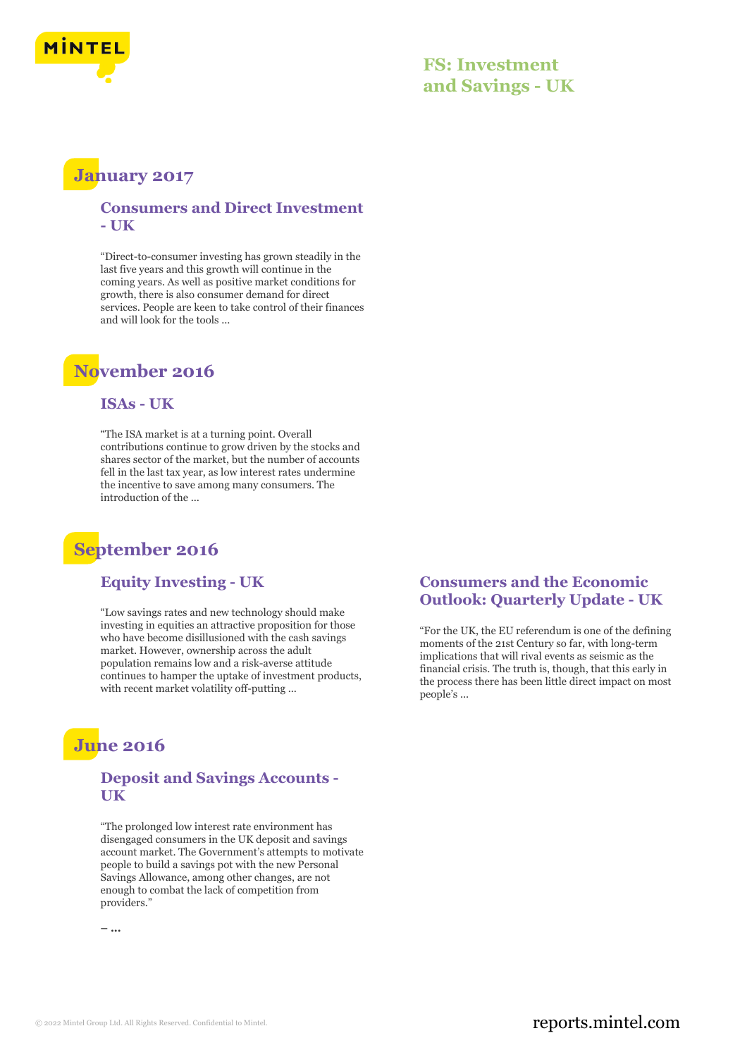# FS: Investment and Savings - UK

## January 2017

### Consumers and Direct Investment - UK

“Direct-to-consumer investing has grown steadily in the last five years and this growth will continue in the coming years. As well as positive market conditions for growth, there is also consumer demand for direct services. People are keen to take control of their finances and will look for the tools ...

## November 2016

### ISAs - UK

“The ISA market is at a turning point. Overall contributions continue to grow driven by the stocks and shares sector of the market, but the number of accounts fell in the last tax year, as low interest rates undermine the incentive to save among many consumers. The introduction of the ...

## September 2016

### Equity Investing - UK

“Low savings rates and new technology should make investing in equities an attractive proposition for those who have become disillusioned with the cash savings market. However, ownership across the adult population remains low and a risk-averse attitude continues to hamper the uptake of investment products, with recent market volatility off-putting ...

### Consumers and the Economic Outlook: Quarterly Update - UK

“For the UK, the EU referendum is one of the defining moments of the 21st Century so far, with long-term implications that will rival events as seismic as the financial crisis. The truth is, though, that this early in the process there has been little direct impact on most people’s ...

## June 2016

### Deposit and Savings Accounts - UK

“The prolonged low interest rate environment has disengaged consumers in the UK deposit and savings account market. The Government’s attempts to motivate people to build a savings pot with the new Personal Savings Allowance, among other changes, are not enough to combat the lack of competition from providers.”

– ...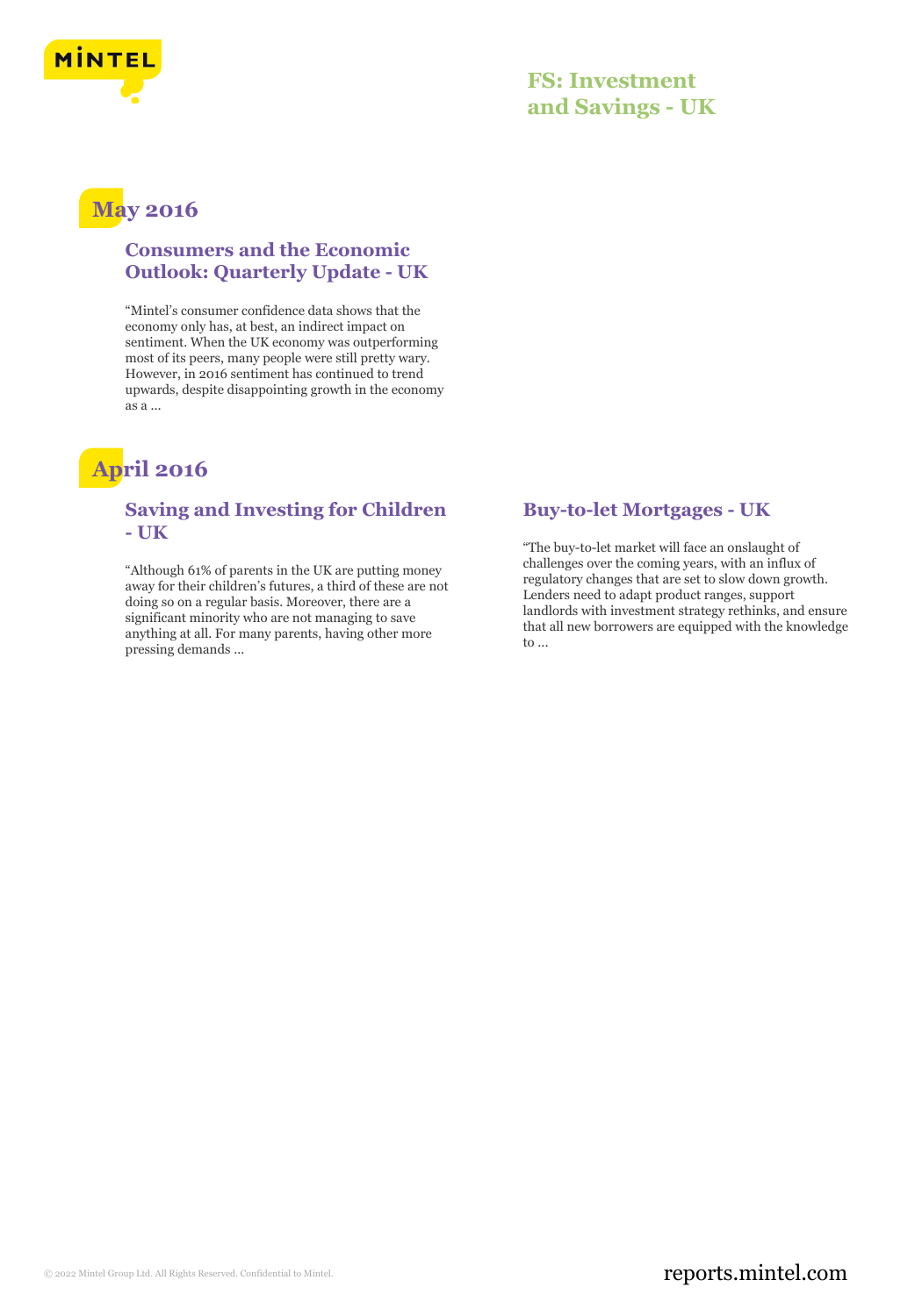## May 2016

### Consumers and the Economic Outlook: Quarterly Update - UK

"Mintel's consumer confidence data shows that the economy only has, at best, an indirect impact on sentiment. When the UK economy was outperforming most of its peers, many people were still pretty wary. However, in 2016 sentiment has continued to trend upwards, despite disappointing growth in the economy as a ...

## April 2016

### Saving and Investing for Children - UK

"Although 61% of parents in the UK are putting money away for their children's futures, a third of these are not doing so on a regular basis. Moreover, there are a significant minority who are not managing to save anything at all. For many parents, having other more pressing demands ...

### Buy-to-let Mortgages - UK

"The buy-to-let market will face an onslaught of challenges over the coming years, with an influx of regulatory changes that are set to slow down growth. Lenders need to adapt product ranges, support landlords with investment strategy rethinks, and ensure that all new borrowers are equipped with the knowledge to ...